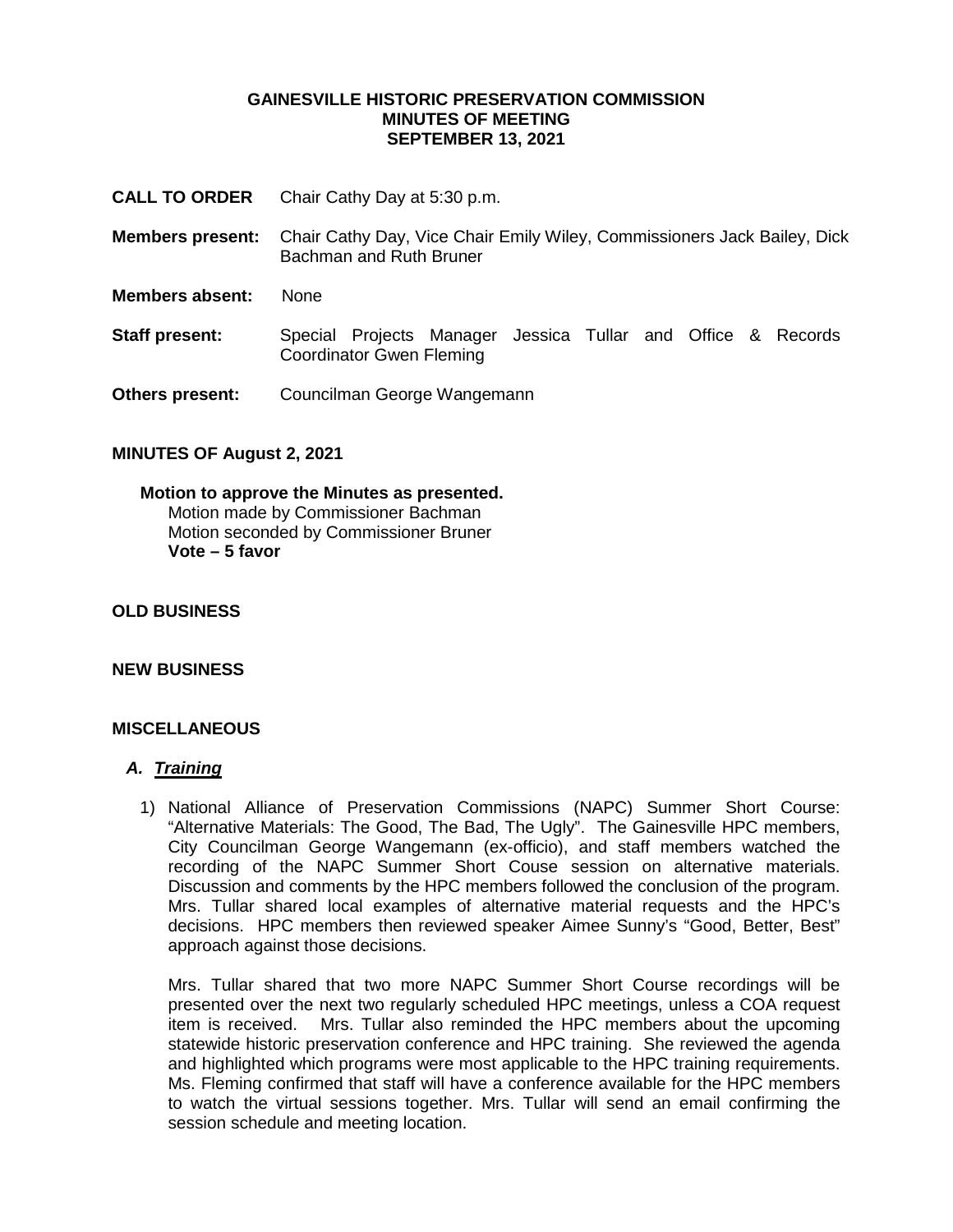**GAINESVILLE HISTORIC PRESERVATION COMMISSION**
**MINUTES OF MEETING**
**SEPTEMBER 13, 2021**

**CALL TO ORDER** Chair Cathy Day at 5:30 p.m.

**Members present:** Chair Cathy Day, Vice Chair Emily Wiley, Commissioners Jack Bailey, Dick Bachman and Ruth Bruner

**Members absent:** None

**Staff present:** Special Projects Manager Jessica Tullar and Office & Records Coordinator Gwen Fleming

**Others present:** Councilman George Wangemann

**MINUTES OF August 2, 2021**

**Motion to approve the Minutes as presented.**
Motion made by Commissioner Bachman
Motion seconded by Commissioner Bruner
**Vote – 5 favor**

**OLD BUSINESS**

**NEW BUSINESS**

**MISCELLANEOUS**

***A. Training***

1) National Alliance of Preservation Commissions (NAPC) Summer Short Course: "Alternative Materials: The Good, The Bad, The Ugly". The Gainesville HPC members, City Councilman George Wangemann (ex-officio), and staff members watched the recording of the NAPC Summer Short Couse session on alternative materials. Discussion and comments by the HPC members followed the conclusion of the program. Mrs. Tullar shared local examples of alternative material requests and the HPC's decisions. HPC members then reviewed speaker Aimee Sunny's "Good, Better, Best" approach against those decisions.

   Mrs. Tullar shared that two more NAPC Summer Short Course recordings will be presented over the next two regularly scheduled HPC meetings, unless a COA request item is received. Mrs. Tullar also reminded the HPC members about the upcoming statewide historic preservation conference and HPC training. She reviewed the agenda and highlighted which programs were most applicable to the HPC training requirements. Ms. Fleming confirmed that staff will have a conference available for the HPC members to watch the virtual sessions together. Mrs. Tullar will send an email confirming the session schedule and meeting location.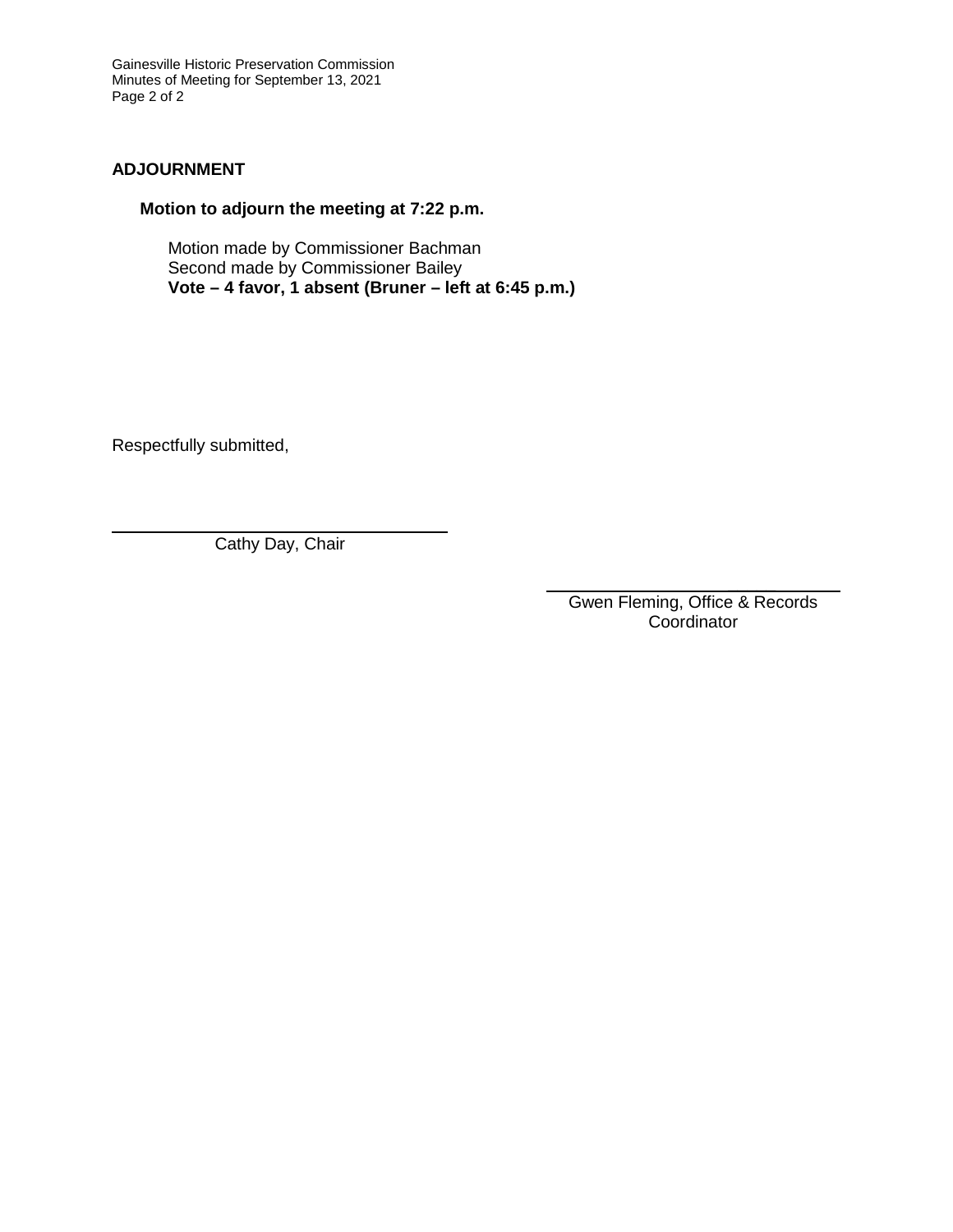## ADJOURNMENT

**Motion to adjourn the meeting at 7:22 p.m.**

Motion made by Commissioner Bachman
Second made by Commissioner Bailey
**Vote – 4 favor, 1 absent (Bruner – left at 6:45 p.m.)**

Respectfully submitted,

\_\_\_\_\_\_\_\_\_\_\_\_\_\_\_\_\_\_\_\_\_\_\_\_\_\_\_\_\_\_\_\_
Cathy Day, Chair

\_\_\_\_\_\_\_\_\_\_\_\_\_\_\_\_\_\_\_\_\_\_\_\_\_\_\_\_\_\_\_\_
Gwen Fleming, Office & Records Coordinator